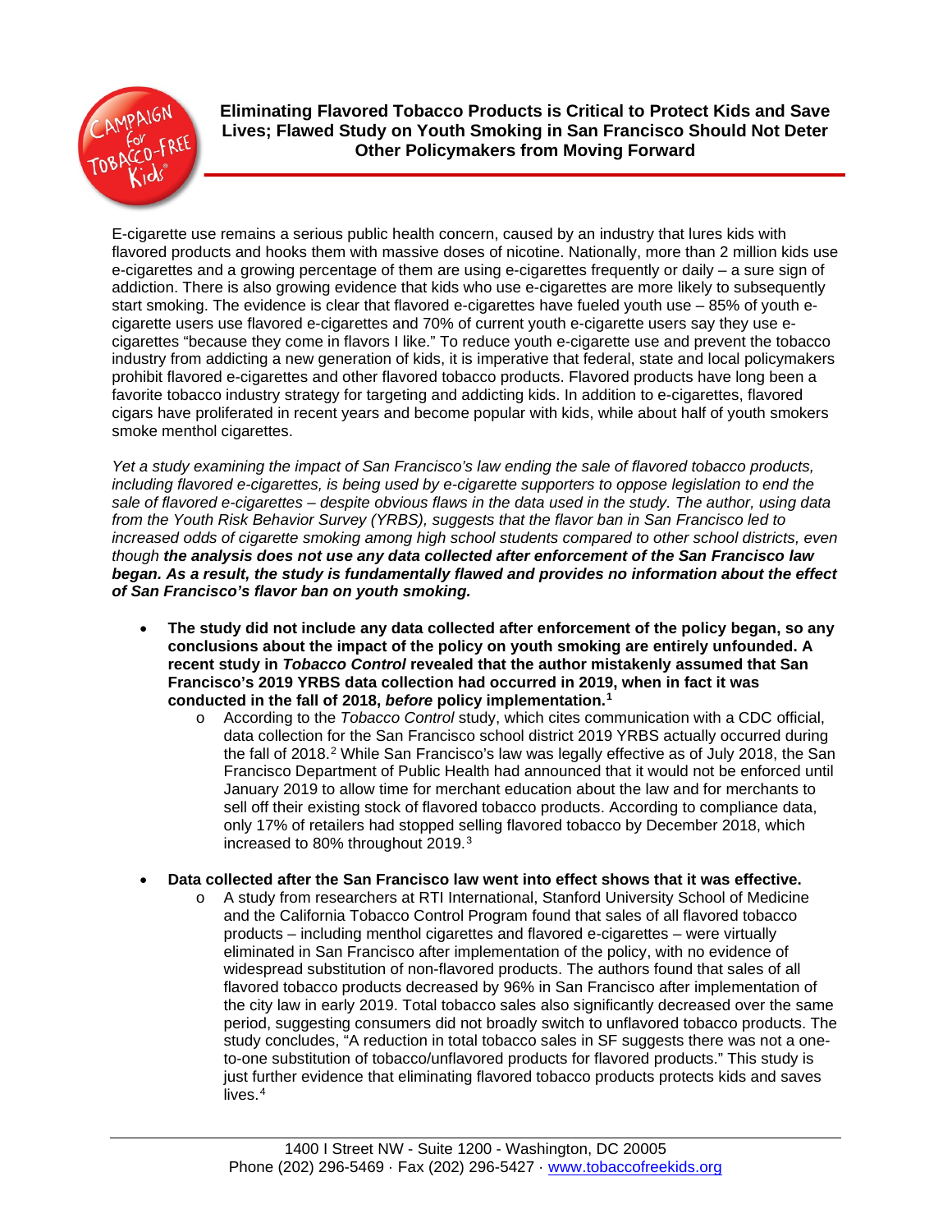# Eliminating Flavored Tobacco Products is Critical to Protect Kids and Save Lives; Flawed Study on Youth Smoking in San Francisco Should Not Deter Other Policymakers from Moving Forward

E-cigarette use remains a serious public health concern, caused by an industry that lures kids with flavored products and hooks them with massive doses of nicotine. Nationally, more than 2 million kids use e-cigarettes and a growing percentage of them are using e-cigarettes frequently or daily – a sure sign of addiction. There is also growing evidence that kids who use e-cigarettes are more likely to subsequently start smoking. The evidence is clear that flavored e-cigarettes have fueled youth use – 85% of youth e-cigarette users use flavored e-cigarettes and 70% of current youth e-cigarette users say they use e-cigarettes "because they come in flavors I like." To reduce youth e-cigarette use and prevent the tobacco industry from addicting a new generation of kids, it is imperative that federal, state and local policymakers prohibit flavored e-cigarettes and other flavored tobacco products. Flavored products have long been a favorite tobacco industry strategy for targeting and addicting kids. In addition to e-cigarettes, flavored cigars have proliferated in recent years and become popular with kids, while about half of youth smokers smoke menthol cigarettes.

*Yet a study examining the impact of San Francisco's law ending the sale of flavored tobacco products, including flavored e-cigarettes, is being used by e-cigarette supporters to oppose legislation to end the sale of flavored e-cigarettes – despite obvious flaws in the data used in the study. The author, using data from the Youth Risk Behavior Survey (YRBS), suggests that the flavor ban in San Francisco led to increased odds of cigarette smoking among high school students compared to other school districts, even though* ***the analysis does not use any data collected after enforcement of the San Francisco law began. As a result, the study is fundamentally flawed and provides no information about the effect of San Francisco's flavor ban on youth smoking.***

- **The study did not include any data collected after enforcement of the policy began, so any conclusions about the impact of the policy on youth smoking are entirely unfounded. A recent study in *Tobacco Control* revealed that the author mistakenly assumed that San Francisco's 2019 YRBS data collection had occurred in 2019, when in fact it was conducted in the fall of 2018, *before* policy implementation.**[1]
  - According to the *Tobacco Control* study, which cites communication with a CDC official, data collection for the San Francisco school district 2019 YRBS actually occurred during the fall of 2018.[2] While San Francisco's law was legally effective as of July 2018, the San Francisco Department of Public Health had announced that it would not be enforced until January 2019 to allow time for merchant education about the law and for merchants to sell off their existing stock of flavored tobacco products. According to compliance data, only 17% of retailers had stopped selling flavored tobacco by December 2018, which increased to 80% throughout 2019.[3]

- **Data collected after the San Francisco law went into effect shows that it was effective.**
  - A study from researchers at RTI International, Stanford University School of Medicine and the California Tobacco Control Program found that sales of all flavored tobacco products – including menthol cigarettes and flavored e-cigarettes – were virtually eliminated in San Francisco after implementation of the policy, with no evidence of widespread substitution of non-flavored products. The authors found that sales of all flavored tobacco products decreased by 96% in San Francisco after implementation of the city law in early 2019. Total tobacco sales also significantly decreased over the same period, suggesting consumers did not broadly switch to unflavored tobacco products. The study concludes, "A reduction in total tobacco sales in SF suggests there was not a one-to-one substitution of tobacco/unflavored products for flavored products." This study is just further evidence that eliminating flavored tobacco products protects kids and saves lives.[4]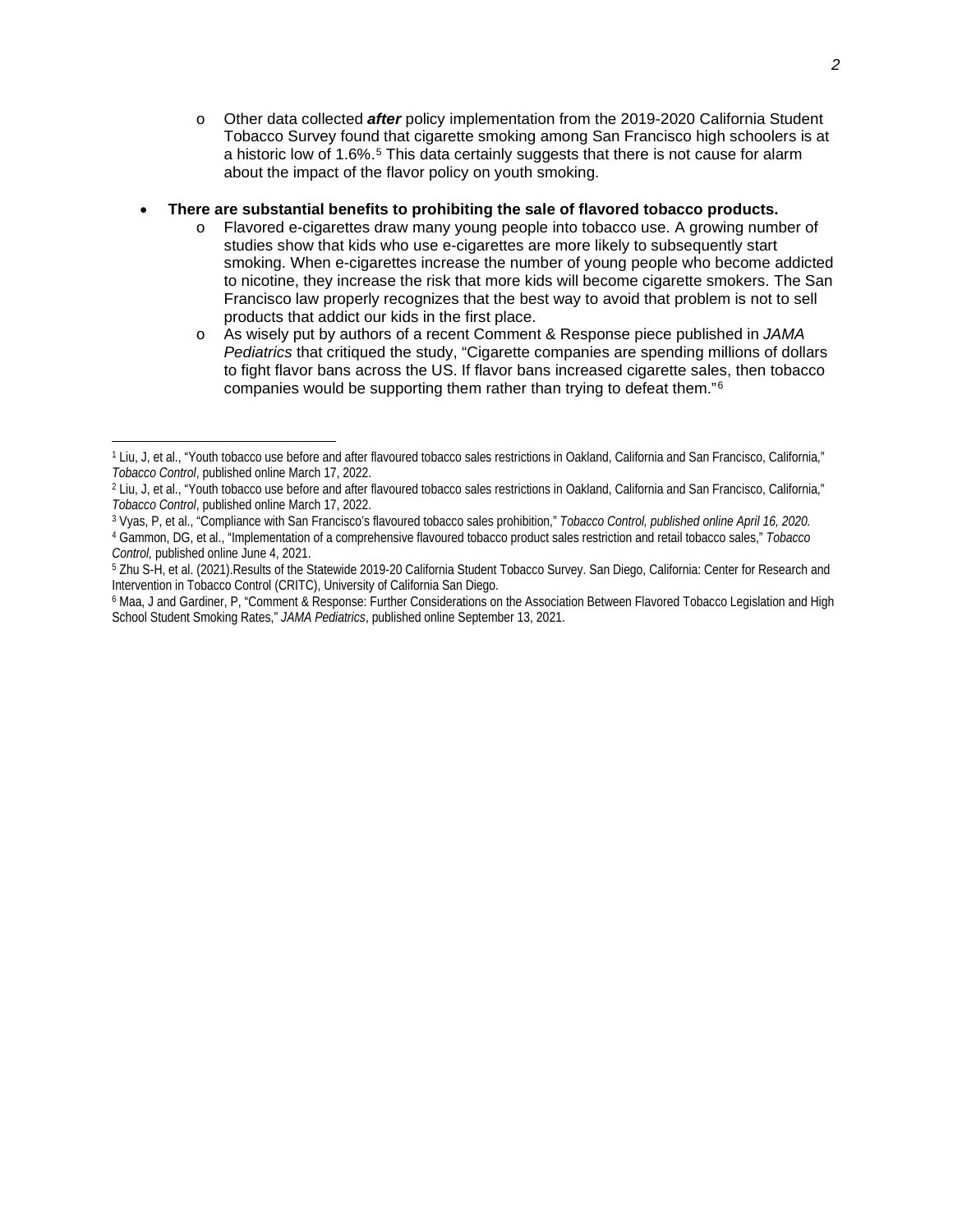- Other data collected ***after*** policy implementation from the 2019-2020 California Student Tobacco Survey found that cigarette smoking among San Francisco high schoolers is at a historic low of 1.6%.[5] This data certainly suggests that there is not cause for alarm about the impact of the flavor policy on youth smoking.

- **There are substantial benefits to prohibiting the sale of flavored tobacco products.**
  - Flavored e-cigarettes draw many young people into tobacco use. A growing number of studies show that kids who use e-cigarettes are more likely to subsequently start smoking. When e-cigarettes increase the number of young people who become addicted to nicotine, they increase the risk that more kids will become cigarette smokers. The San Francisco law properly recognizes that the best way to avoid that problem is not to sell products that addict our kids in the first place.
  - As wisely put by authors of a recent Comment & Response piece published in *JAMA Pediatrics* that critiqued the study, "Cigarette companies are spending millions of dollars to fight flavor bans across the US. If flavor bans increased cigarette sales, then tobacco companies would be supporting them rather than trying to defeat them."[6]

---

[1] Liu, J, et al., "Youth tobacco use before and after flavoured tobacco sales restrictions in Oakland, California and San Francisco, California," *Tobacco Control*, published online March 17, 2022.

[2] Liu, J, et al., "Youth tobacco use before and after flavoured tobacco sales restrictions in Oakland, California and San Francisco, California," *Tobacco Control*, published online March 17, 2022.

[3] Vyas, P, et al., "Compliance with San Francisco's flavoured tobacco sales prohibition," *Tobacco Control, published online April 16, 2020.*

[4] Gammon, DG, et al., "Implementation of a comprehensive flavoured tobacco product sales restriction and retail tobacco sales," *Tobacco Control,* published online June 4, 2021.

[5] Zhu S-H, et al. (2021).Results of the Statewide 2019-20 California Student Tobacco Survey. San Diego, California: Center for Research and Intervention in Tobacco Control (CRITC), University of California San Diego.

[6] Maa, J and Gardiner, P, "Comment & Response: Further Considerations on the Association Between Flavored Tobacco Legislation and High School Student Smoking Rates," *JAMA Pediatrics*, published online September 13, 2021.